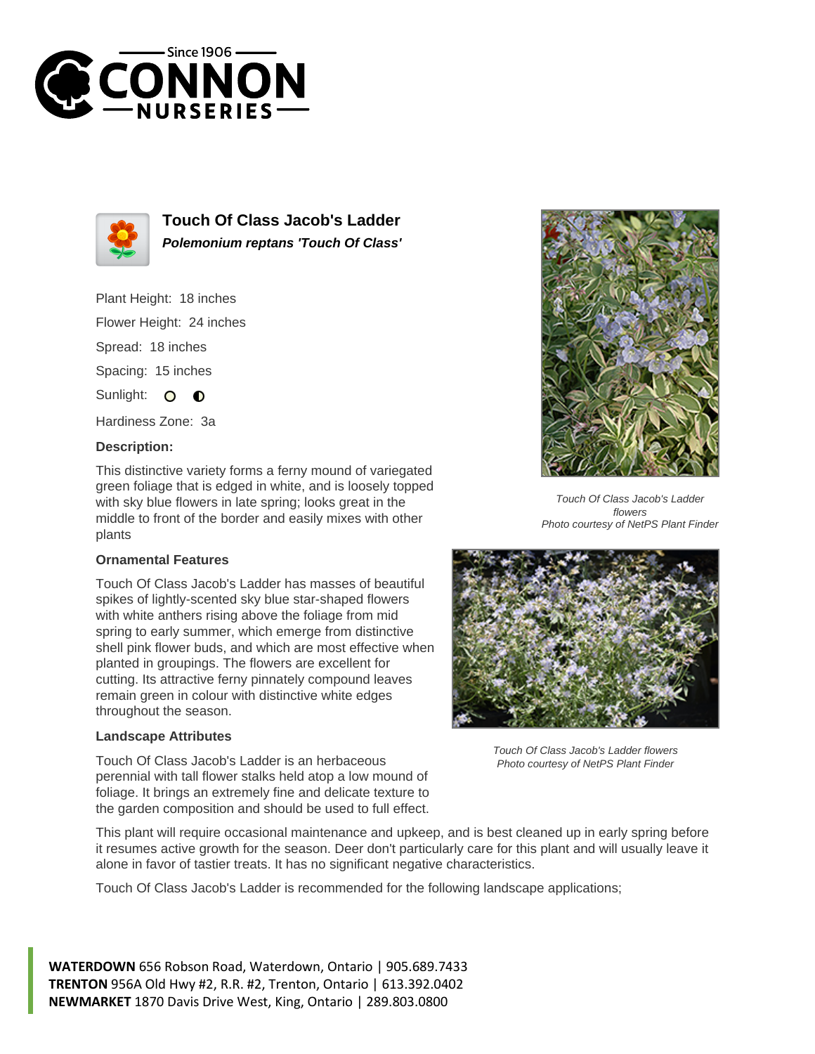# Touch Of Class Jacob's Ladder

***Polemonium reptans 'Touch Of Class'***

Plant Height: 18 inches

Flower Height: 24 inches

Spread: 18 inches

Spacing: 15 inches

Sunlight:

Hardiness Zone: 3a

### Description:

This distinctive variety forms a ferny mound of variegated green foliage that is edged in white, and is loosely topped with sky blue flowers in late spring; looks great in the middle to front of the border and easily mixes with other plants

### Ornamental Features

Touch Of Class Jacob's Ladder has masses of beautiful spikes of lightly-scented sky blue star-shaped flowers with white anthers rising above the foliage from mid spring to early summer, which emerge from distinctive shell pink flower buds, and which are most effective when planted in groupings. The flowers are excellent for cutting. Its attractive ferny pinnately compound leaves remain green in colour with distinctive white edges throughout the season.

### Landscape Attributes

Touch Of Class Jacob's Ladder is an herbaceous perennial with tall flower stalks held atop a low mound of foliage. It brings an extremely fine and delicate texture to the garden composition and should be used to full effect.

This plant will require occasional maintenance and upkeep, and is best cleaned up in early spring before it resumes active growth for the season. Deer don't particularly care for this plant and will usually leave it alone in favor of tastier treats. It has no significant negative characteristics.

Touch Of Class Jacob's Ladder is recommended for the following landscape applications;

*Touch Of Class Jacob's Ladder flowers*
*Photo courtesy of NetPS Plant Finder*

*Touch Of Class Jacob's Ladder flowers*
*Photo courtesy of NetPS Plant Finder*

**WATERDOWN** 656 Robson Road, Waterdown, Ontario | 905.689.7433
**TRENTON** 956A Old Hwy #2, R.R. #2, Trenton, Ontario | 613.392.0402
**NEWMARKET** 1870 Davis Drive West, King, Ontario | 289.803.0800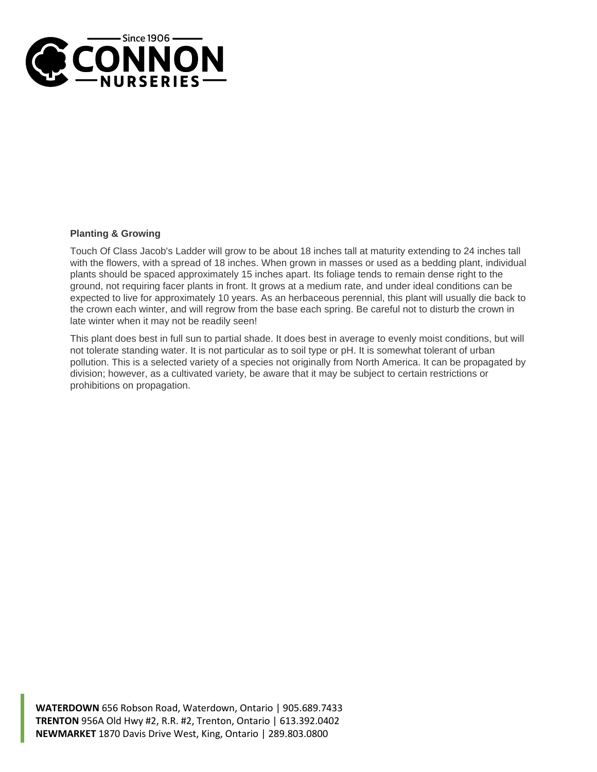## Planting & Growing

Touch Of Class Jacob's Ladder will grow to be about 18 inches tall at maturity extending to 24 inches tall with the flowers, with a spread of 18 inches. When grown in masses or used as a bedding plant, individual plants should be spaced approximately 15 inches apart. Its foliage tends to remain dense right to the ground, not requiring facer plants in front. It grows at a medium rate, and under ideal conditions can be expected to live for approximately 10 years. As an herbaceous perennial, this plant will usually die back to the crown each winter, and will regrow from the base each spring. Be careful not to disturb the crown in late winter when it may not be readily seen!

This plant does best in full sun to partial shade. It does best in average to evenly moist conditions, but will not tolerate standing water. It is not particular as to soil type or pH. It is somewhat tolerant of urban pollution. This is a selected variety of a species not originally from North America. It can be propagated by division; however, as a cultivated variety, be aware that it may be subject to certain restrictions or prohibitions on propagation.